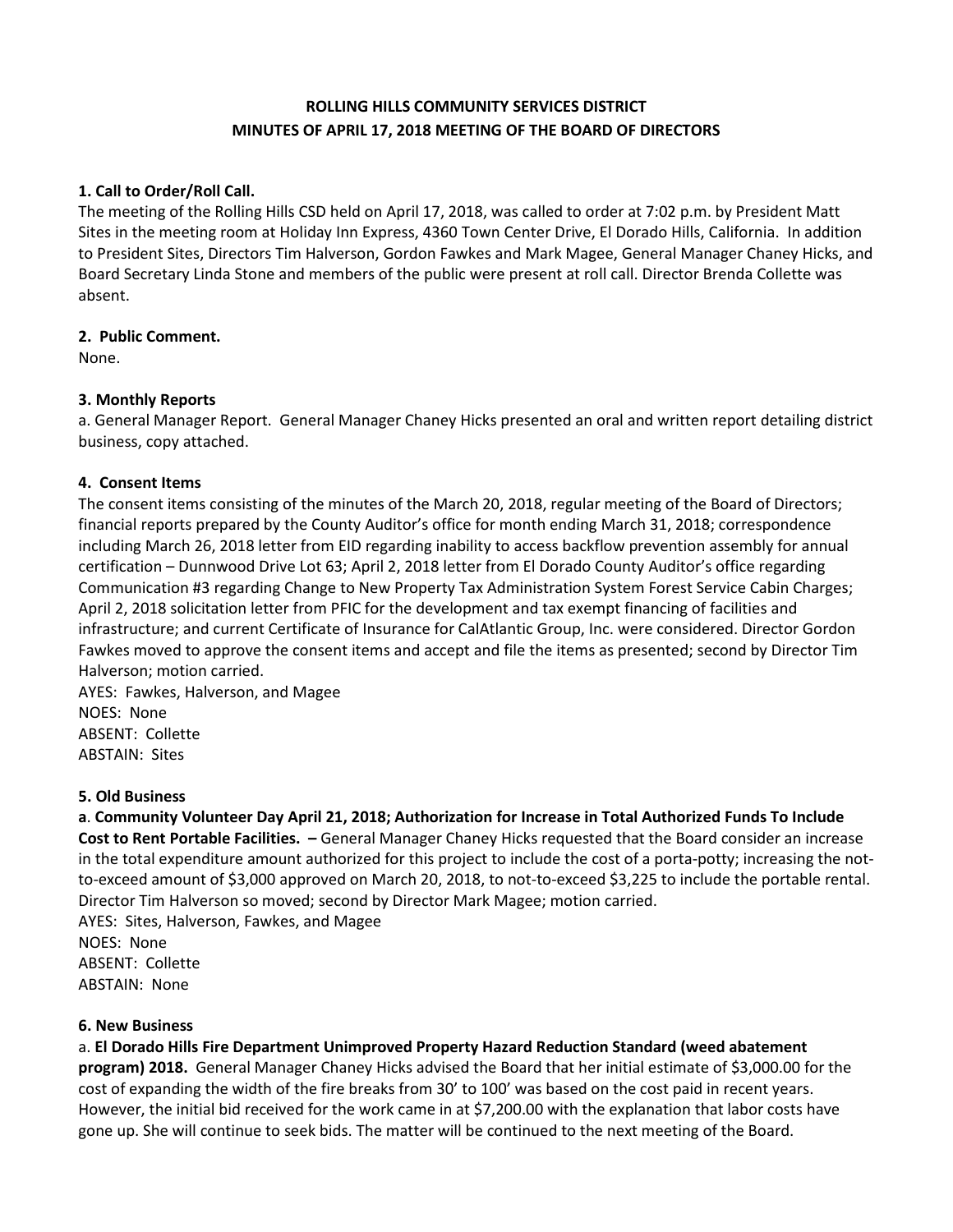# ROLLING HILLS COMMUNITY SERVICES DISTRICT
# MINUTES OF APRIL 17, 2018 MEETING OF THE BOARD OF DIRECTORS

**1. Call to Order/Roll Call.**

The meeting of the Rolling Hills CSD held on April 17, 2018, was called to order at 7:02 p.m. by President Matt Sites in the meeting room at Holiday Inn Express, 4360 Town Center Drive, El Dorado Hills, California. In addition to President Sites, Directors Tim Halverson, Gordon Fawkes and Mark Magee, General Manager Chaney Hicks, and Board Secretary Linda Stone and members of the public were present at roll call. Director Brenda Collette was absent.

**2. Public Comment.**

None.

**3. Monthly Reports**

a. General Manager Report. General Manager Chaney Hicks presented an oral and written report detailing district business, copy attached.

**4. Consent Items**

The consent items consisting of the minutes of the March 20, 2018, regular meeting of the Board of Directors; financial reports prepared by the County Auditor's office for month ending March 31, 2018; correspondence including March 26, 2018 letter from EID regarding inability to access backflow prevention assembly for annual certification – Dunnwood Drive Lot 63; April 2, 2018 letter from El Dorado County Auditor's office regarding Communication #3 regarding Change to New Property Tax Administration System Forest Service Cabin Charges; April 2, 2018 solicitation letter from PFIC for the development and tax exempt financing of facilities and infrastructure; and current Certificate of Insurance for CalAtlantic Group, Inc. were considered. Director Gordon Fawkes moved to approve the consent items and accept and file the items as presented; second by Director Tim Halverson; motion carried.

AYES: Fawkes, Halverson, and Magee
NOES: None
ABSENT: Collette
ABSTAIN: Sites

**5. Old Business**

a. **Community Volunteer Day April 21, 2018; Authorization for Increase in Total Authorized Funds To Include Cost to Rent Portable Facilities. –** General Manager Chaney Hicks requested that the Board consider an increase in the total expenditure amount authorized for this project to include the cost of a porta-potty; increasing the not-to-exceed amount of $3,000 approved on March 20, 2018, to not-to-exceed $3,225 to include the portable rental. Director Tim Halverson so moved; second by Director Mark Magee; motion carried.

AYES: Sites, Halverson, Fawkes, and Magee
NOES: None
ABSENT: Collette
ABSTAIN: None

**6. New Business**

a. **El Dorado Hills Fire Department Unimproved Property Hazard Reduction Standard (weed abatement program) 2018.** General Manager Chaney Hicks advised the Board that her initial estimate of $3,000.00 for the cost of expanding the width of the fire breaks from 30' to 100' was based on the cost paid in recent years. However, the initial bid received for the work came in at $7,200.00 with the explanation that labor costs have gone up. She will continue to seek bids. The matter will be continued to the next meeting of the Board.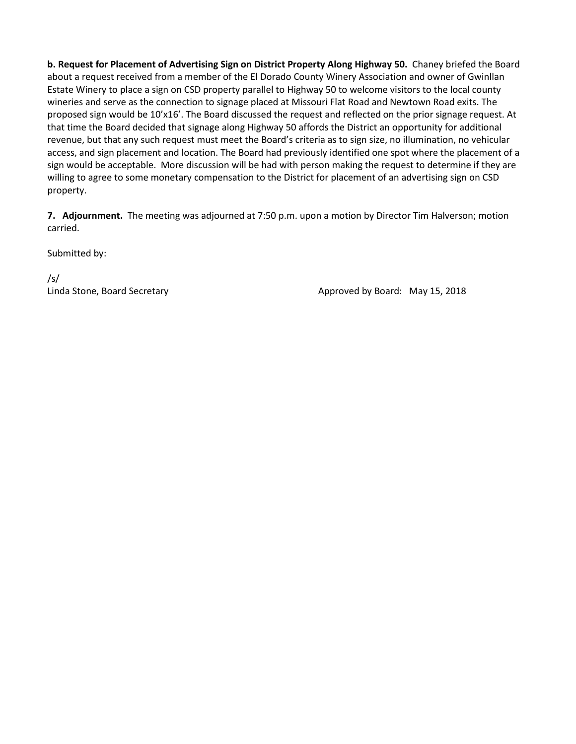**b. Request for Placement of Advertising Sign on District Property Along Highway 50.** Chaney briefed the Board about a request received from a member of the El Dorado County Winery Association and owner of Gwinllan Estate Winery to place a sign on CSD property parallel to Highway 50 to welcome visitors to the local county wineries and serve as the connection to signage placed at Missouri Flat Road and Newtown Road exits. The proposed sign would be 10'x16'. The Board discussed the request and reflected on the prior signage request. At that time the Board decided that signage along Highway 50 affords the District an opportunity for additional revenue, but that any such request must meet the Board's criteria as to sign size, no illumination, no vehicular access, and sign placement and location. The Board had previously identified one spot where the placement of a sign would be acceptable. More discussion will be had with person making the request to determine if they are willing to agree to some monetary compensation to the District for placement of an advertising sign on CSD property.

**7. Adjournment.** The meeting was adjourned at 7:50 p.m. upon a motion by Director Tim Halverson; motion carried.

Submitted by:

/s/
Linda Stone, Board Secretary

Approved by Board: May 15, 2018